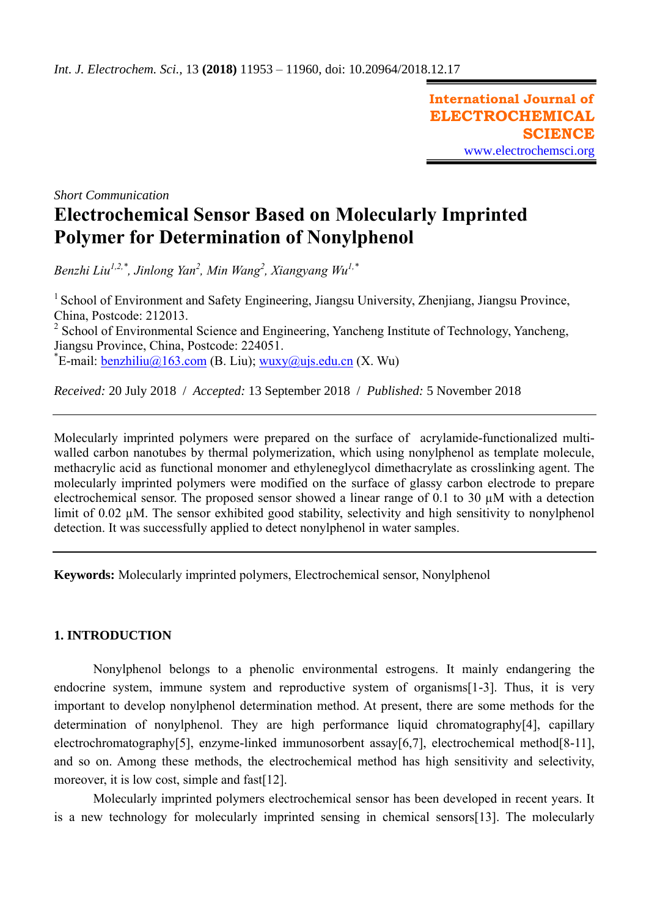*Short Communication*

# Electrochemical Sensor Based on Molecularly Imprinted Polymer for Determination of Nonylphenol

*Benzhi Liu[1,2,*], Jinlong Yan[2], Min Wang[2], Xiangyang Wu[1,*]*

[1] School of Environment and Safety Engineering, Jiangsu University, Zhenjiang, Jiangsu Province, China, Postcode: 212013.
[2] School of Environmental Science and Engineering, Yancheng Institute of Technology, Yancheng, Jiangsu Province, China, Postcode: 224051.
*E-mail: benzhiliu@163.com (B. Liu); wuxy@ujs.edu.cn (X. Wu)

*Received:* 20 July 2018 / *Accepted:* 13 September 2018 / *Published:* 5 November 2018

Molecularly imprinted polymers were prepared on the surface of acrylamide-functionalized multi-walled carbon nanotubes by thermal polymerization, which using nonylphenol as template molecule, methacrylic acid as functional monomer and ethyleneglycol dimethacrylate as crosslinking agent. The molecularly imprinted polymers were modified on the surface of glassy carbon electrode to prepare electrochemical sensor. The proposed sensor showed a linear range of 0.1 to 30 µM with a detection limit of 0.02 µM. The sensor exhibited good stability, selectivity and high sensitivity to nonylphenol detection. It was successfully applied to detect nonylphenol in water samples.

**Keywords:** Molecularly imprinted polymers, Electrochemical sensor, Nonylphenol

## 1. INTRODUCTION

Nonylphenol belongs to a phenolic environmental estrogens. It mainly endangering the endocrine system, immune system and reproductive system of organisms[1-3]. Thus, it is very important to develop nonylphenol determination method. At present, there are some methods for the determination of nonylphenol. They are high performance liquid chromatography[4], capillary electrochromatography[5], enzyme-linked immunosorbent assay[6,7], electrochemical method[8-11], and so on. Among these methods, the electrochemical method has high sensitivity and selectivity, moreover, it is low cost, simple and fast[12].

Molecularly imprinted polymers electrochemical sensor has been developed in recent years. It is a new technology for molecularly imprinted sensing in chemical sensors[13]. The molecularly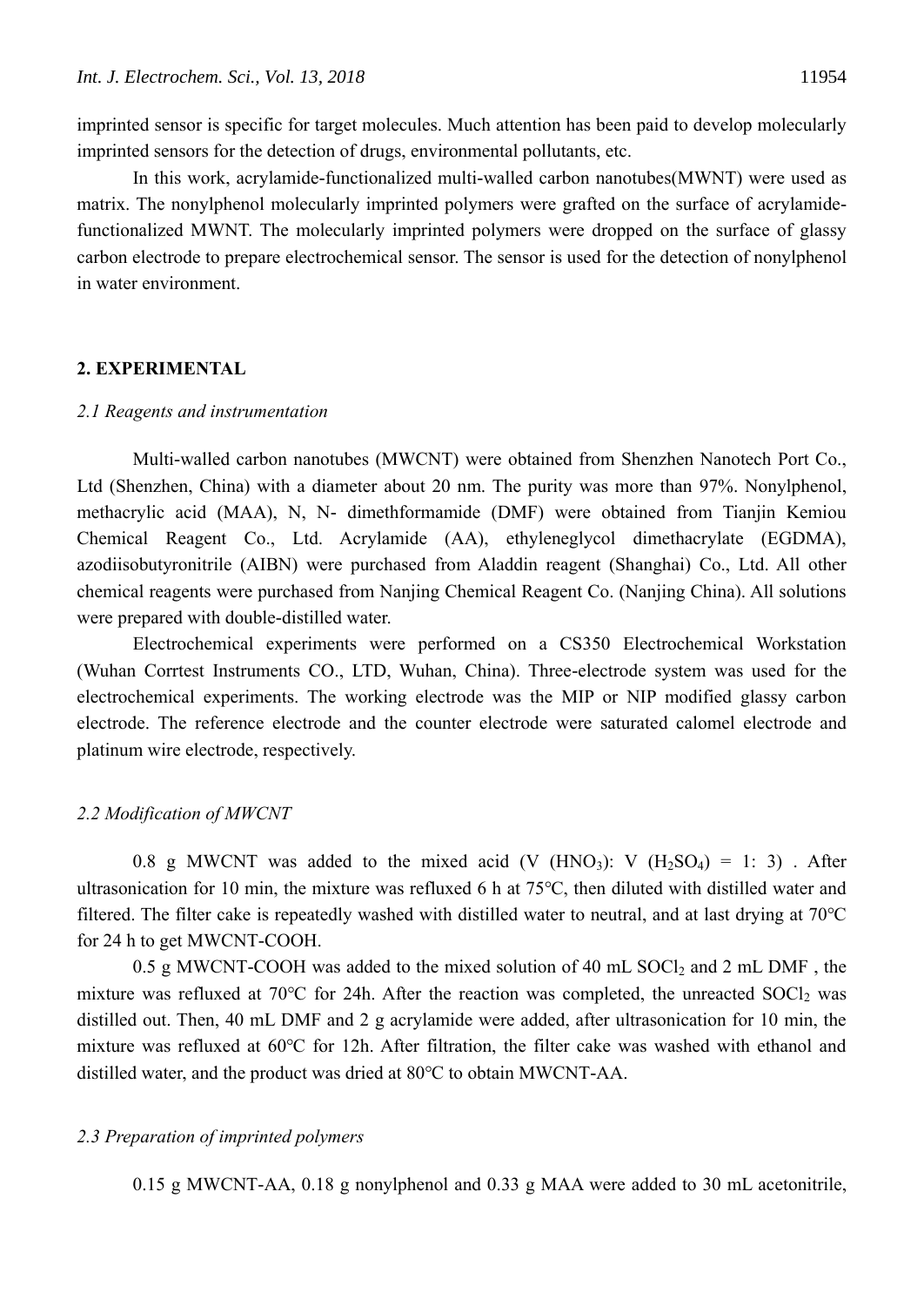imprinted sensor is specific for target molecules. Much attention has been paid to develop molecularly imprinted sensors for the detection of drugs, environmental pollutants, etc.

In this work, acrylamide-functionalized multi-walled carbon nanotubes(MWNT) were used as matrix. The nonylphenol molecularly imprinted polymers were grafted on the surface of acrylamide-functionalized MWNT. The molecularly imprinted polymers were dropped on the surface of glassy carbon electrode to prepare electrochemical sensor. The sensor is used for the detection of nonylphenol in water environment.

## 2. EXPERIMENTAL

### *2.1 Reagents and instrumentation*

Multi-walled carbon nanotubes (MWCNT) were obtained from Shenzhen Nanotech Port Co., Ltd (Shenzhen, China) with a diameter about 20 nm. The purity was more than 97%. Nonylphenol, methacrylic acid (MAA), N, N- dimethformamide (DMF) were obtained from Tianjin Kemiou Chemical Reagent Co., Ltd. Acrylamide (AA), ethyleneglycol dimethacrylate (EGDMA), azodiisobutyronitrile (AIBN) were purchased from Aladdin reagent (Shanghai) Co., Ltd. All other chemical reagents were purchased from Nanjing Chemical Reagent Co. (Nanjing China). All solutions were prepared with double-distilled water.

Electrochemical experiments were performed on a CS350 Electrochemical Workstation (Wuhan Corrtest Instruments CO., LTD, Wuhan, China). Three-electrode system was used for the electrochemical experiments. The working electrode was the MIP or NIP modified glassy carbon electrode. The reference electrode and the counter electrode were saturated calomel electrode and platinum wire electrode, respectively.

### *2.2 Modification of MWCNT*

0.8 g MWCNT was added to the mixed acid (V ($HNO_3$): V ($H_2SO_4$) = 1: 3) . After ultrasonication for 10 min, the mixture was refluxed 6 h at 75°C, then diluted with distilled water and filtered. The filter cake is repeatedly washed with distilled water to neutral, and at last drying at 70°C for 24 h to get MWCNT-COOH.

0.5 g MWCNT-COOH was added to the mixed solution of 40 mL $SOCl_2$ and 2 mL DMF , the mixture was refluxed at 70°C for 24h. After the reaction was completed, the unreacted $SOCl_2$ was distilled out. Then, 40 mL DMF and 2 g acrylamide were added, after ultrasonication for 10 min, the mixture was refluxed at 60°C for 12h. After filtration, the filter cake was washed with ethanol and distilled water, and the product was dried at 80°C to obtain MWCNT-AA.

### *2.3 Preparation of imprinted polymers*

0.15 g MWCNT-AA, 0.18 g nonylphenol and 0.33 g MAA were added to 30 mL acetonitrile,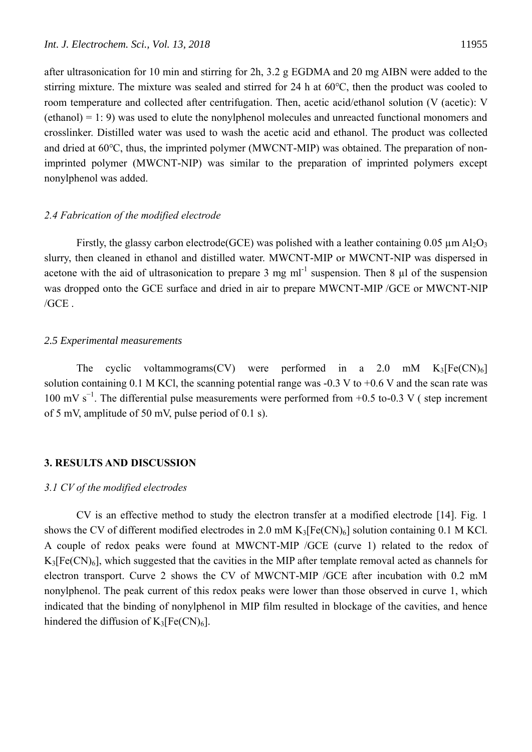after ultrasonication for 10 min and stirring for 2h, 3.2 g EGDMA and 20 mg AIBN were added to the stirring mixture. The mixture was sealed and stirred for 24 h at 60°C, then the product was cooled to room temperature and collected after centrifugation. Then, acetic acid/ethanol solution (V (acetic): V (ethanol) = 1: 9) was used to elute the nonylphenol molecules and unreacted functional monomers and crosslinker. Distilled water was used to wash the acetic acid and ethanol. The product was collected and dried at 60°C, thus, the imprinted polymer (MWCNT-MIP) was obtained. The preparation of non-imprinted polymer (MWCNT-NIP) was similar to the preparation of imprinted polymers except nonylphenol was added.

### *2.4 Fabrication of the modified electrode*

Firstly, the glassy carbon electrode(GCE) was polished with a leather containing 0.05 μm $Al_2O_3$ slurry, then cleaned in ethanol and distilled water. MWCNT-MIP or MWCNT-NIP was dispersed in acetone with the aid of ultrasonication to prepare 3 mg $ml^{-1}$ suspension. Then 8 μl of the suspension was dropped onto the GCE surface and dried in air to prepare MWCNT-MIP /GCE or MWCNT-NIP /GCE .

### *2.5 Experimental measurements*

The cyclic voltammograms(CV) were performed in a 2.0 mM $K_3[Fe(CN)_6]$ solution containing 0.1 M KCl, the scanning potential range was -0.3 V to +0.6 V and the scan rate was 100 mV $s^{-1}$. The differential pulse measurements were performed from +0.5 to-0.3 V ( step increment of 5 mV, amplitude of 50 mV, pulse period of 0.1 s).

## 3. RESULTS AND DISCUSSION

### *3.1 CV of the modified electrodes*

CV is an effective method to study the electron transfer at a modified electrode [14]. Fig. 1 shows the CV of different modified electrodes in 2.0 mM $K_3[Fe(CN)_6]$ solution containing 0.1 M KCl. A couple of redox peaks were found at MWCNT-MIP /GCE (curve 1) related to the redox of $K_3[Fe(CN)_6]$, which suggested that the cavities in the MIP after template removal acted as channels for electron transport. Curve 2 shows the CV of MWCNT-MIP /GCE after incubation with 0.2 mM nonylphenol. The peak current of this redox peaks were lower than those observed in curve 1, which indicated that the binding of nonylphenol in MIP film resulted in blockage of the cavities, and hence hindered the diffusion of $K_3[Fe(CN)_6]$.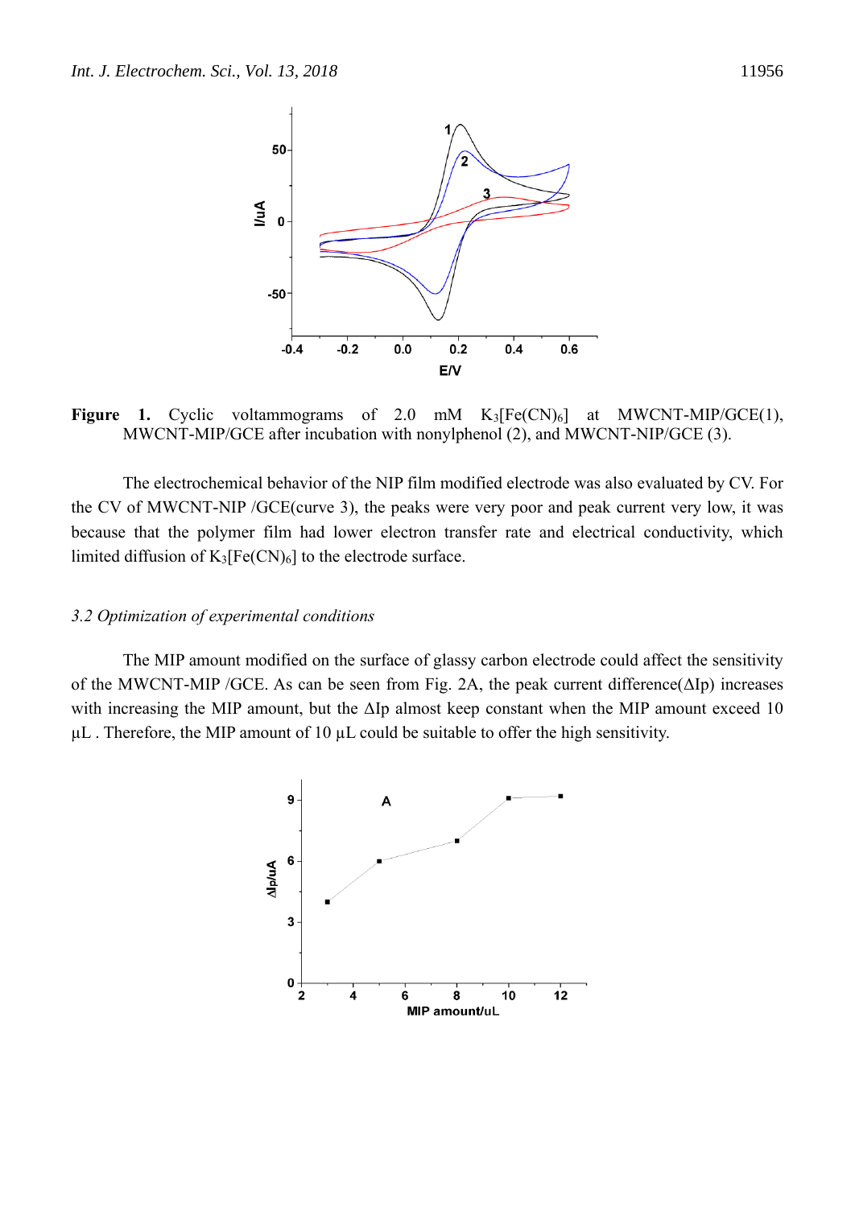**Figure 1.** Cyclic voltammograms of 2.0 mM $K_3[Fe(CN)_6]$ at MWCNT-MIP/GCE(1), MWCNT-MIP/GCE after incubation with nonylphenol (2), and MWCNT-NIP/GCE (3).

The electrochemical behavior of the NIP film modified electrode was also evaluated by CV. For the CV of MWCNT-NIP /GCE(curve 3), the peaks were very poor and peak current very low, it was because that the polymer film had lower electron transfer rate and electrical conductivity, which limited diffusion of $K_3[Fe(CN)_6]$ to the electrode surface.

### *3.2 Optimization of experimental conditions*

The MIP amount modified on the surface of glassy carbon electrode could affect the sensitivity of the MWCNT-MIP /GCE. As can be seen from Fig. 2A, the peak current difference($\Delta$Ip) increases with increasing the MIP amount, but the $\Delta$Ip almost keep constant when the MIP amount exceed 10 μL . Therefore, the MIP amount of 10 μL could be suitable to offer the high sensitivity.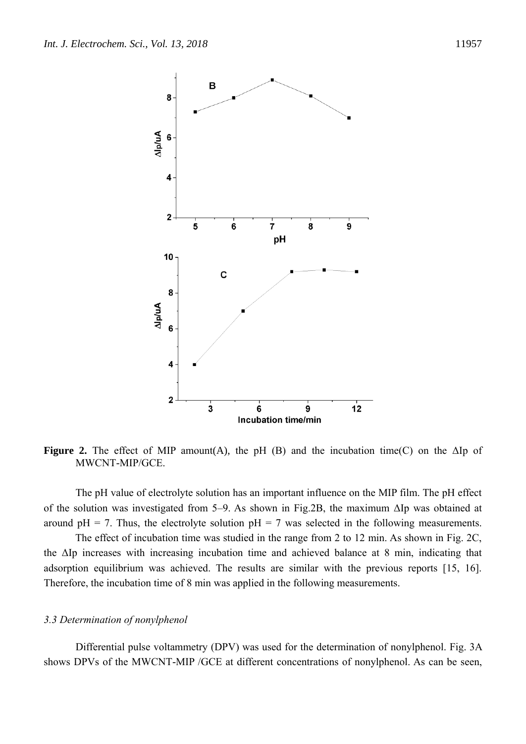**Figure 2.** The effect of MIP amount(A), the pH (B) and the incubation time(C) on the ΔIp of MWCNT-MIP/GCE.

The pH value of electrolyte solution has an important influence on the MIP film. The pH effect of the solution was investigated from 5–9. As shown in Fig.2B, the maximum ΔIp was obtained at around pH = 7. Thus, the electrolyte solution pH = 7 was selected in the following measurements.

The effect of incubation time was studied in the range from 2 to 12 min. As shown in Fig. 2C, the ΔIp increases with increasing incubation time and achieved balance at 8 min, indicating that adsorption equilibrium was achieved. The results are similar with the previous reports [15, 16]. Therefore, the incubation time of 8 min was applied in the following measurements.

### *3.3 Determination of nonylphenol*

Differential pulse voltammetry (DPV) was used for the determination of nonylphenol. Fig. 3A shows DPVs of the MWCNT-MIP /GCE at different concentrations of nonylphenol. As can be seen,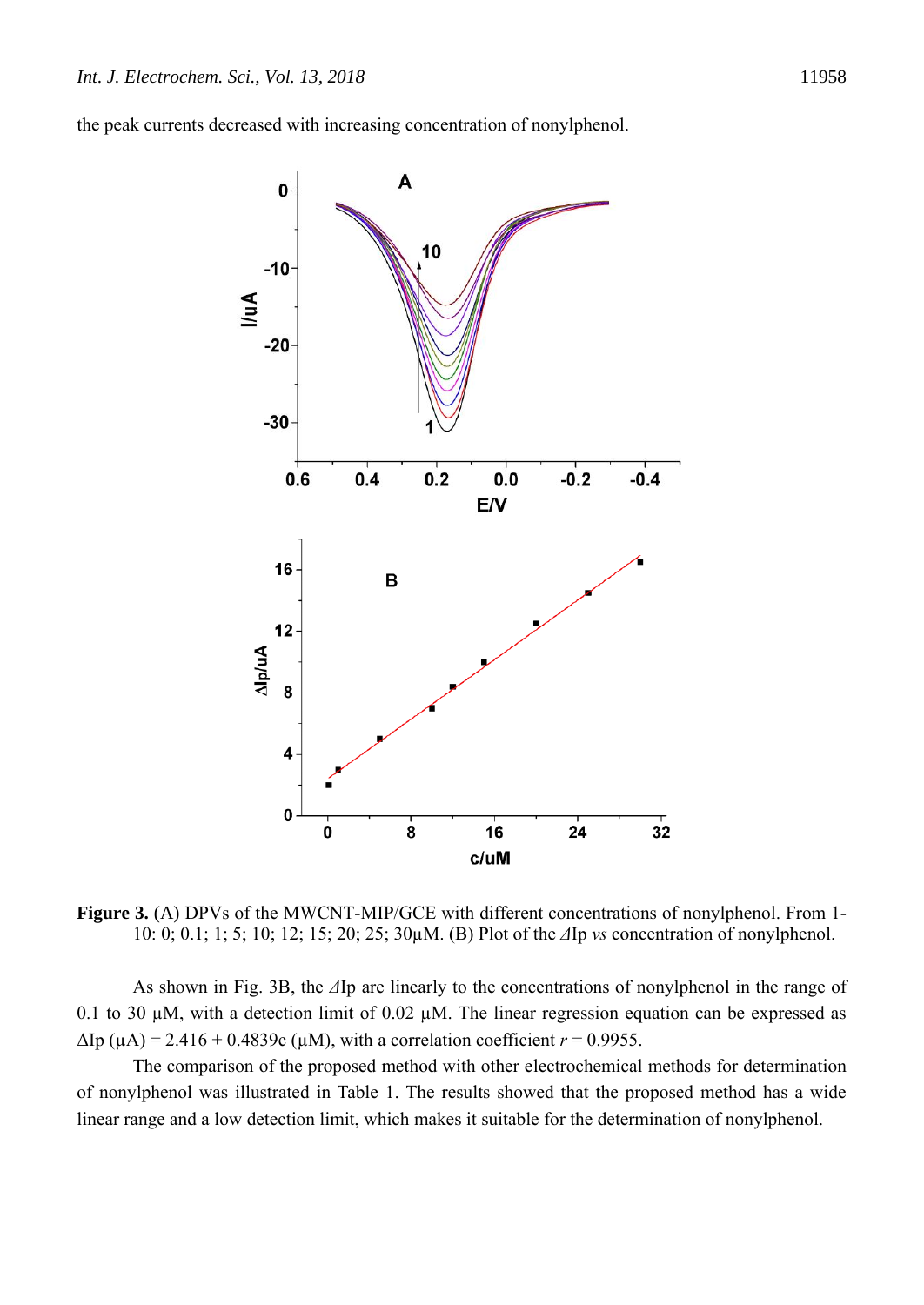the peak currents decreased with increasing concentration of nonylphenol.

**Figure 3.** (A) DPVs of the MWCNT-MIP/GCE with different concentrations of nonylphenol. From 1-10: 0; 0.1; 1; 5; 10; 12; 15; 20; 25; 30μM. (B) Plot of the *Δ*Ip *vs* concentration of nonylphenol.

As shown in Fig. 3B, the *Δ*Ip are linearly to the concentrations of nonylphenol in the range of 0.1 to 30 μM, with a detection limit of 0.02 μM. The linear regression equation can be expressed as ΔIp (μA) = 2.416 + 0.4839c (μM), with a correlation coefficient $r = 0.9955$.

The comparison of the proposed method with other electrochemical methods for determination of nonylphenol was illustrated in Table 1. The results showed that the proposed method has a wide linear range and a low detection limit, which makes it suitable for the determination of nonylphenol.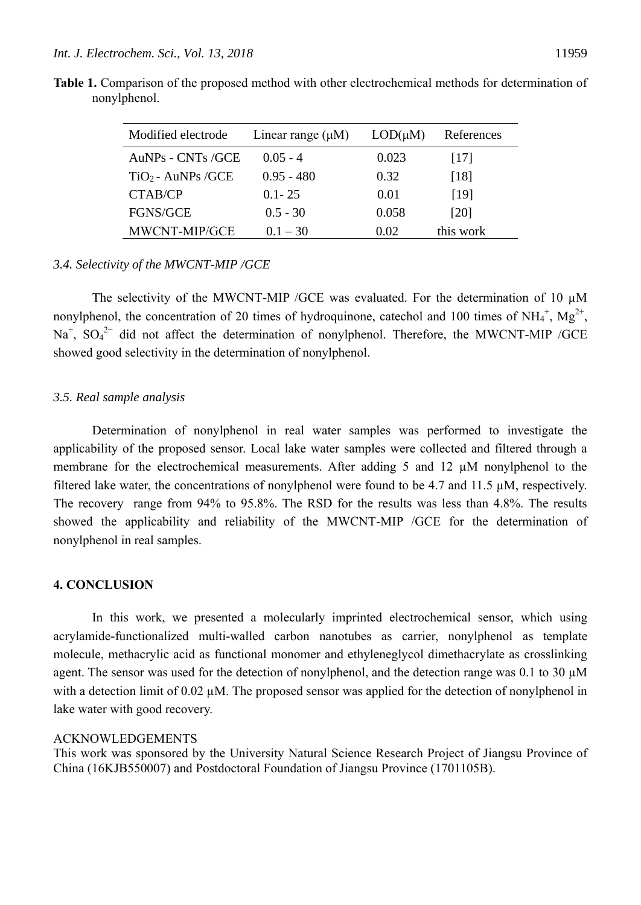**Table 1.** Comparison of the proposed method with other electrochemical methods for determination of nonylphenol.

| Modified electrode | Linear range (μM) | LOD(μM) | References |
| --- | --- | --- | --- |
| AuNPs - CNTs /GCE | 0.05 - 4 | 0.023 | [17] |
| $TiO_2$ - AuNPs /GCE | 0.95 - 480 | 0.32 | [18] |
| CTAB/CP | 0.1- 25 | 0.01 | [19] |
| FGNS/GCE | 0.5 - 30 | 0.058 | [20] |
| MWCNT-MIP/GCE | 0.1 – 30 | 0.02 | this work |

### *3.4. Selectivity of the MWCNT-MIP /GCE*

The selectivity of the MWCNT-MIP /GCE was evaluated. For the determination of 10 μM nonylphenol, the concentration of 20 times of hydroquinone, catechol and 100 times of $NH_4^+$, $Mg^{2+}$, $Na^+$, $SO_4^{2-}$ did not affect the determination of nonylphenol. Therefore, the MWCNT-MIP /GCE showed good selectivity in the determination of nonylphenol.

### *3.5. Real sample analysis*

Determination of nonylphenol in real water samples was performed to investigate the applicability of the proposed sensor. Local lake water samples were collected and filtered through a membrane for the electrochemical measurements. After adding 5 and 12 μM nonylphenol to the filtered lake water, the concentrations of nonylphenol were found to be 4.7 and 11.5 μM, respectively. The recovery range from 94% to 95.8%. The RSD for the results was less than 4.8%. The results showed the applicability and reliability of the MWCNT-MIP /GCE for the determination of nonylphenol in real samples.

## **4. CONCLUSION**

In this work, we presented a molecularly imprinted electrochemical sensor, which using acrylamide-functionalized multi-walled carbon nanotubes as carrier, nonylphenol as template molecule, methacrylic acid as functional monomer and ethyleneglycol dimethacrylate as crosslinking agent. The sensor was used for the detection of nonylphenol, and the detection range was 0.1 to 30 μM with a detection limit of 0.02 μM. The proposed sensor was applied for the detection of nonylphenol in lake water with good recovery.

ACKNOWLEDGEMENTS

This work was sponsored by the University Natural Science Research Project of Jiangsu Province of China (16KJB550007) and Postdoctoral Foundation of Jiangsu Province (1701105B).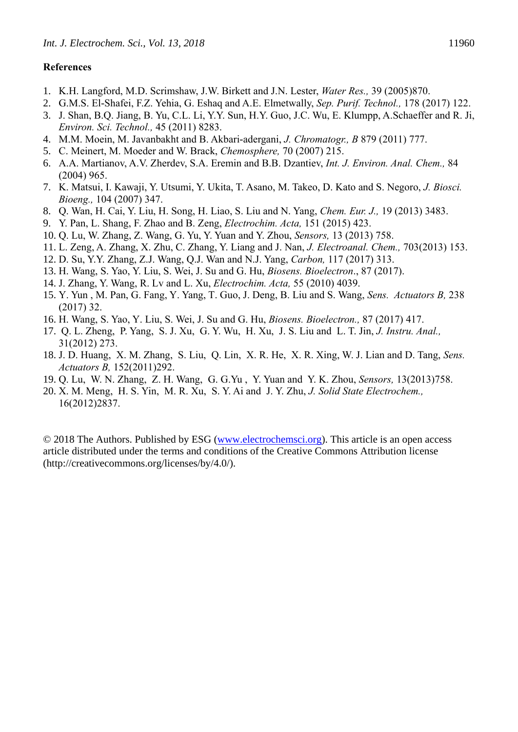**References**

1. K.H. Langford, M.D. Scrimshaw, J.W. Birkett and J.N. Lester, *Water Res.,* 39 (2005)870.
2. G.M.S. El-Shafei, F.Z. Yehia, G. Eshaq and A.E. Elmetwally, *Sep. Purif. Technol.,* 178 (2017) 122.
3. J. Shan, B.Q. Jiang, B. Yu, C.L. Li, Y.Y. Sun, H.Y. Guo, J.C. Wu, E. Klumpp, A.Schaeffer and R. Ji, *Environ. Sci. Technol.,* 45 (2011) 8283.
4. M.M. Moein, M. Javanbakht and B. Akbari-adergani, *J. Chromatogr., B* 879 (2011) 777.
5. C. Meinert, M. Moeder and W. Brack, *Chemosphere,* 70 (2007) 215.
6. A.A. Martianov, A.V. Zherdev, S.A. Eremin and B.B. Dzantiev, *Int. J. Environ. Anal. Chem.,* 84 (2004) 965.
7. K. Matsui, I. Kawaji, Y. Utsumi, Y. Ukita, T. Asano, M. Takeo, D. Kato and S. Negoro, *J. Biosci. Bioeng.,* 104 (2007) 347.
8. Q. Wan, H. Cai, Y. Liu, H. Song, H. Liao, S. Liu and N. Yang, *Chem. Eur. J.,* 19 (2013) 3483.
9. Y. Pan, L. Shang, F. Zhao and B. Zeng, *Electrochim. Acta,* 151 (2015) 423.
10. Q. Lu, W. Zhang, Z. Wang, G. Yu, Y. Yuan and Y. Zhou, *Sensors,* 13 (2013) 758.
11. L. Zeng, A. Zhang, X. Zhu, C. Zhang, Y. Liang and J. Nan, *J. Electroanal. Chem.,* 703(2013) 153.
12. D. Su, Y.Y. Zhang, Z.J. Wang, Q.J. Wan and N.J. Yang, *Carbon,* 117 (2017) 313.
13. H. Wang, S. Yao, Y. Liu, S. Wei, J. Su and G. Hu, *Biosens. Bioelectron*., 87 (2017).
14. J. Zhang, Y. Wang, R. Lv and L. Xu, *Electrochim. Acta,* 55 (2010) 4039.
15. Y. Yun , M. Pan, G. Fang, Y. Yang, T. Guo, J. Deng, B. Liu and S. Wang, *Sens. Actuators B,* 238 (2017) 32.
16. H. Wang, S. Yao, Y. Liu, S. Wei, J. Su and G. Hu, *Biosens. Bioelectron.,* 87 (2017) 417.
17. Q. L. Zheng, P. Yang, S. J. Xu, G. Y. Wu, H. Xu, J. S. Liu and L. T. Jin, *J. Instru. Anal.,* 31(2012) 273.
18. J. D. Huang, X. M. Zhang, S. Liu, Q. Lin, X. R. He, X. R. Xing, W. J. Lian and D. Tang, *Sens. Actuators B,* 152(2011)292.
19. Q. Lu, W. N. Zhang, Z. H. Wang, G. G.Yu , Y. Yuan and Y. K. Zhou, *Sensors,* 13(2013)758.
20. X. M. Meng, H. S. Yin, M. R. Xu, S. Y. Ai and J. Y. Zhu, *J. Solid State Electrochem.,* 16(2012)2837.

© 2018 The Authors. Published by ESG (www.electrochemsci.org). This article is an open access article distributed under the terms and conditions of the Creative Commons Attribution license (http://creativecommons.org/licenses/by/4.0/).